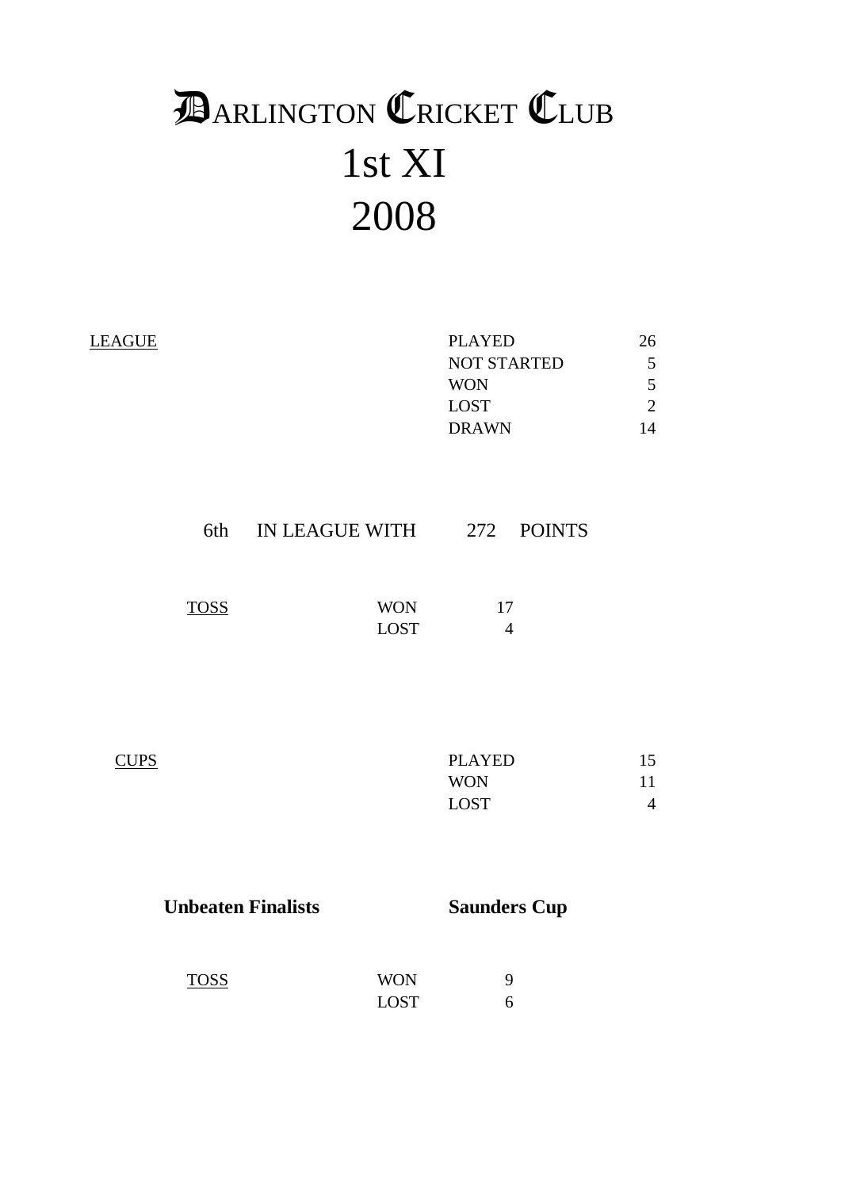# DARLINGTON CRICKET CLUB
# 1st XI
# 2008

<u>LEAGUE</u>

| | |
|---|---|
| PLAYED | 26 |
| NOT STARTED | 5 |
| WON | 5 |
| LOST | 2 |
| DRAWN | 14 |

6th IN LEAGUE WITH 272 POINTS

<u>TOSS</u>

| | |
|---|---|
| WON | 17 |
| LOST | 4 |

<u>CUPS</u>

| | |
|---|---|
| PLAYED | 15 |
| WON | 11 |
| LOST | 4 |

**Unbeaten Finalists** **Saunders Cup**

<u>TOSS</u>

| | |
|---|---|
| WON | 9 |
| LOST | 6 |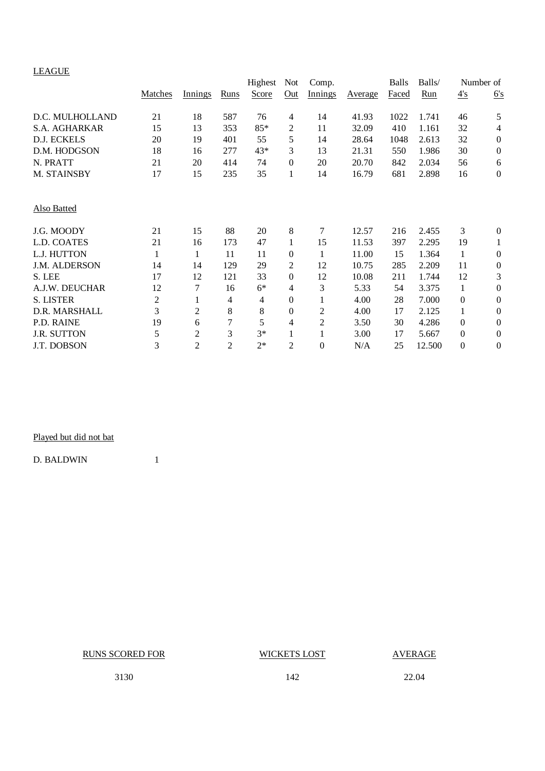LEAGUE

| | Matches | Innings | Runs | Highest Score | Not Out | Comp. Innings | Average | Balls Faced | Balls/ Run | Number of 4's | Number of 6's |
|---|---|---|---|---|---|---|---|---|---|---|---|
| D.C. MULHOLLAND | 21 | 18 | 587 | 76 | 4 | 14 | 41.93 | 1022 | 1.741 | 46 | 5 |
| S.A. AGHARKAR | 15 | 13 | 353 | 85* | 2 | 11 | 32.09 | 410 | 1.161 | 32 | 4 |
| D.J. ECKELS | 20 | 19 | 401 | 55 | 5 | 14 | 28.64 | 1048 | 2.613 | 32 | 0 |
| D.M. HODGSON | 18 | 16 | 277 | 43* | 3 | 13 | 21.31 | 550 | 1.986 | 30 | 0 |
| N. PRATT | 21 | 20 | 414 | 74 | 0 | 20 | 20.70 | 842 | 2.034 | 56 | 6 |
| M. STAINSBY | 17 | 15 | 235 | 35 | 1 | 14 | 16.79 | 681 | 2.898 | 16 | 0 |

Also Batted

| | Matches | Innings | Runs | Highest Score | Not Out | Comp. Innings | Average | Balls Faced | Balls/ Run | Number of 4's | Number of 6's |
|---|---|---|---|---|---|---|---|---|---|---|---|
| J.G. MOODY | 21 | 15 | 88 | 20 | 8 | 7 | 12.57 | 216 | 2.455 | 3 | 0 |
| L.D. COATES | 21 | 16 | 173 | 47 | 1 | 15 | 11.53 | 397 | 2.295 | 19 | 1 |
| L.J. HUTTON | 1 | 1 | 11 | 11 | 0 | 1 | 11.00 | 15 | 1.364 | 1 | 0 |
| J.M. ALDERSON | 14 | 14 | 129 | 29 | 2 | 12 | 10.75 | 285 | 2.209 | 11 | 0 |
| S. LEE | 17 | 12 | 121 | 33 | 0 | 12 | 10.08 | 211 | 1.744 | 12 | 3 |
| A.J.W. DEUCHAR | 12 | 7 | 16 | 6* | 4 | 3 | 5.33 | 54 | 3.375 | 1 | 0 |
| S. LISTER | 2 | 1 | 4 | 4 | 0 | 1 | 4.00 | 28 | 7.000 | 0 | 0 |
| D.R. MARSHALL | 3 | 2 | 8 | 8 | 0 | 2 | 4.00 | 17 | 2.125 | 1 | 0 |
| P.D. RAINE | 19 | 6 | 7 | 5 | 4 | 2 | 3.50 | 30 | 4.286 | 0 | 0 |
| J.R. SUTTON | 5 | 2 | 3 | 3* | 1 | 1 | 3.00 | 17 | 5.667 | 0 | 0 |
| J.T. DOBSON | 3 | 2 | 2 | 2* | 2 | 0 | N/A | 25 | 12.500 | 0 | 0 |

Played but did not bat

| | |
|---|---|
| D. BALDWIN | 1 |

| RUNS SCORED FOR | WICKETS LOST | AVERAGE |
|---|---|---|
| 3130 | 142 | 22.04 |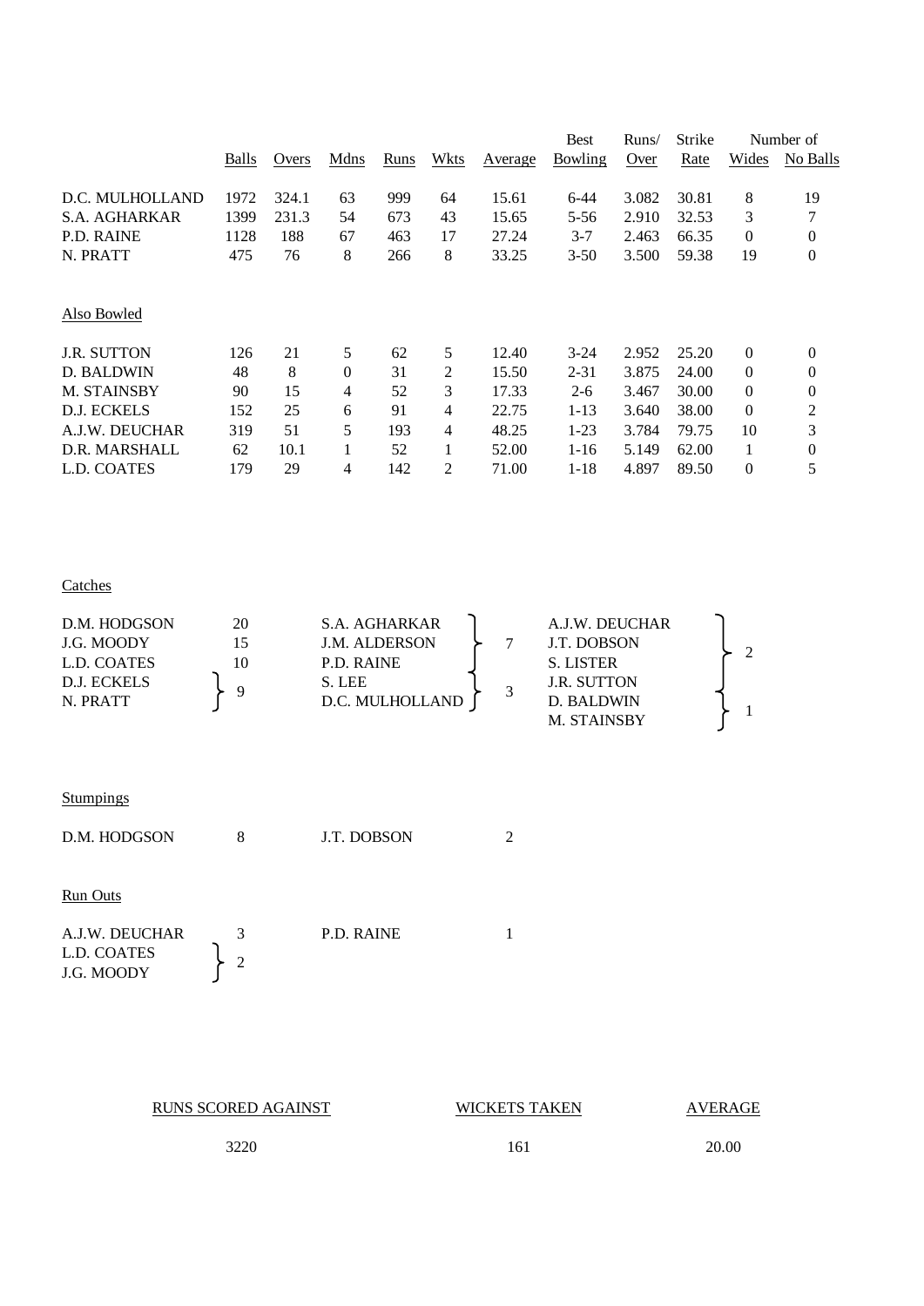| | Balls | Overs | Mdns | Runs | Wkts | Average | Best Bowling | Runs/ Over | Strike Rate | Number of Wides | No Balls |
|---|---|---|---|---|---|---|---|---|---|---|---|
| D.C. MULHOLLAND | 1972 | 324.1 | 63 | 999 | 64 | 15.61 | 6-44 | 3.082 | 30.81 | 8 | 19 |
| S.A. AGHARKAR | 1399 | 231.3 | 54 | 673 | 43 | 15.65 | 5-56 | 2.910 | 32.53 | 3 | 7 |
| P.D. RAINE | 1128 | 188 | 67 | 463 | 17 | 27.24 | 3-7 | 2.463 | 66.35 | 0 | 0 |
| N. PRATT | 475 | 76 | 8 | 266 | 8 | 33.25 | 3-50 | 3.500 | 59.38 | 19 | 0 |

Also Bowled

| | Balls | Overs | Mdns | Runs | Wkts | Average | Best Bowling | Runs/ Over | Strike Rate | Wides | No Balls |
|---|---|---|---|---|---|---|---|---|---|---|---|
| J.R. SUTTON | 126 | 21 | 5 | 62 | 5 | 12.40 | 3-24 | 2.952 | 25.20 | 0 | 0 |
| D. BALDWIN | 48 | 8 | 0 | 31 | 2 | 15.50 | 2-31 | 3.875 | 24.00 | 0 | 0 |
| M. STAINSBY | 90 | 15 | 4 | 52 | 3 | 17.33 | 2-6 | 3.467 | 30.00 | 0 | 0 |
| D.J. ECKELS | 152 | 25 | 6 | 91 | 4 | 22.75 | 1-13 | 3.640 | 38.00 | 0 | 2 |
| A.J.W. DEUCHAR | 319 | 51 | 5 | 193 | 4 | 48.25 | 1-23 | 3.784 | 79.75 | 10 | 3 |
| D.R. MARSHALL | 62 | 10.1 | 1 | 52 | 1 | 52.00 | 1-16 | 5.149 | 62.00 | 1 | 0 |
| L.D. COATES | 179 | 29 | 4 | 142 | 2 | 71.00 | 1-18 | 4.897 | 89.50 | 0 | 5 |

Catches

| Player | Catches |
|---|---|
| D.M. HODGSON | 20 |
| J.G. MOODY | 15 |
| L.D. COATES | 10 |
| D.J. ECKELS, N. PRATT | 9 |
| S.A. AGHARKAR, J.M. ALDERSON, P.D. RAINE | 7 |
| S. LEE, D.C. MULHOLLAND | 3 |
| A.J.W. DEUCHAR, J.T. DOBSON, S. LISTER | 2 |
| J.R. SUTTON, D. BALDWIN, M. STAINSBY | 1 |

Stumpings

| Player | Stumpings |
|---|---|
| D.M. HODGSON | 8 |
| J.T. DOBSON | 2 |

Run Outs

| Player | Run Outs |
|---|---|
| A.J.W. DEUCHAR | 3 |
| L.D. COATES, J.G. MOODY | 2 |
| P.D. RAINE | 1 |

| RUNS SCORED AGAINST | WICKETS TAKEN | AVERAGE |
|---|---|---|
| 3220 | 161 | 20.00 |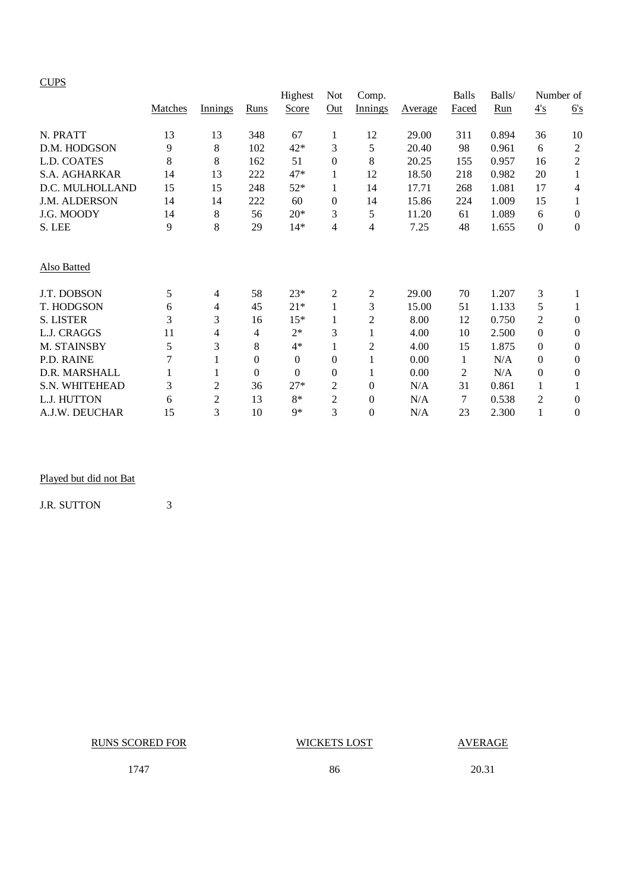CUPS

| | Matches | Innings | Runs | Highest Score | Not Out | Comp. Innings | Average | Balls Faced | Balls/ Run | Number of 4's | 6's |
|---|---|---|---|---|---|---|---|---|---|---|---|
| N. PRATT | 13 | 13 | 348 | 67 | 1 | 12 | 29.00 | 311 | 0.894 | 36 | 10 |
| D.M. HODGSON | 9 | 8 | 102 | 42* | 3 | 5 | 20.40 | 98 | 0.961 | 6 | 2 |
| L.D. COATES | 8 | 8 | 162 | 51 | 0 | 8 | 20.25 | 155 | 0.957 | 16 | 2 |
| S.A. AGHARKAR | 14 | 13 | 222 | 47* | 1 | 12 | 18.50 | 218 | 0.982 | 20 | 1 |
| D.C. MULHOLLAND | 15 | 15 | 248 | 52* | 1 | 14 | 17.71 | 268 | 1.081 | 17 | 4 |
| J.M. ALDERSON | 14 | 14 | 222 | 60 | 0 | 14 | 15.86 | 224 | 1.009 | 15 | 1 |
| J.G. MOODY | 14 | 8 | 56 | 20* | 3 | 5 | 11.20 | 61 | 1.089 | 6 | 0 |
| S. LEE | 9 | 8 | 29 | 14* | 4 | 4 | 7.25 | 48 | 1.655 | 0 | 0 |

Also Batted

| | Matches | Innings | Runs | Highest Score | Not Out | Comp. Innings | Average | Balls Faced | Balls/ Run | 4's | 6's |
|---|---|---|---|---|---|---|---|---|---|---|---|
| J.T. DOBSON | 5 | 4 | 58 | 23* | 2 | 2 | 29.00 | 70 | 1.207 | 3 | 1 |
| T. HODGSON | 6 | 4 | 45 | 21* | 1 | 3 | 15.00 | 51 | 1.133 | 5 | 1 |
| S. LISTER | 3 | 3 | 16 | 15* | 1 | 2 | 8.00 | 12 | 0.750 | 2 | 0 |
| L.J. CRAGGS | 11 | 4 | 4 | 2* | 3 | 1 | 4.00 | 10 | 2.500 | 0 | 0 |
| M. STAINSBY | 5 | 3 | 8 | 4* | 1 | 2 | 4.00 | 15 | 1.875 | 0 | 0 |
| P.D. RAINE | 7 | 1 | 0 | 0 | 0 | 1 | 0.00 | 1 | N/A | 0 | 0 |
| D.R. MARSHALL | 1 | 1 | 0 | 0 | 0 | 1 | 0.00 | 2 | N/A | 0 | 0 |
| S.N. WHITEHEAD | 3 | 2 | 36 | 27* | 2 | 0 | N/A | 31 | 0.861 | 1 | 1 |
| L.J. HUTTON | 6 | 2 | 13 | 8* | 2 | 0 | N/A | 7 | 0.538 | 2 | 0 |
| A.J.W. DEUCHAR | 15 | 3 | 10 | 9* | 3 | 0 | N/A | 23 | 2.300 | 1 | 0 |

Played but did not Bat

| | |
|---|---|
| J.R. SUTTON | 3 |

| RUNS SCORED FOR | WICKETS LOST | AVERAGE |
|---|---|---|
| 1747 | 86 | 20.31 |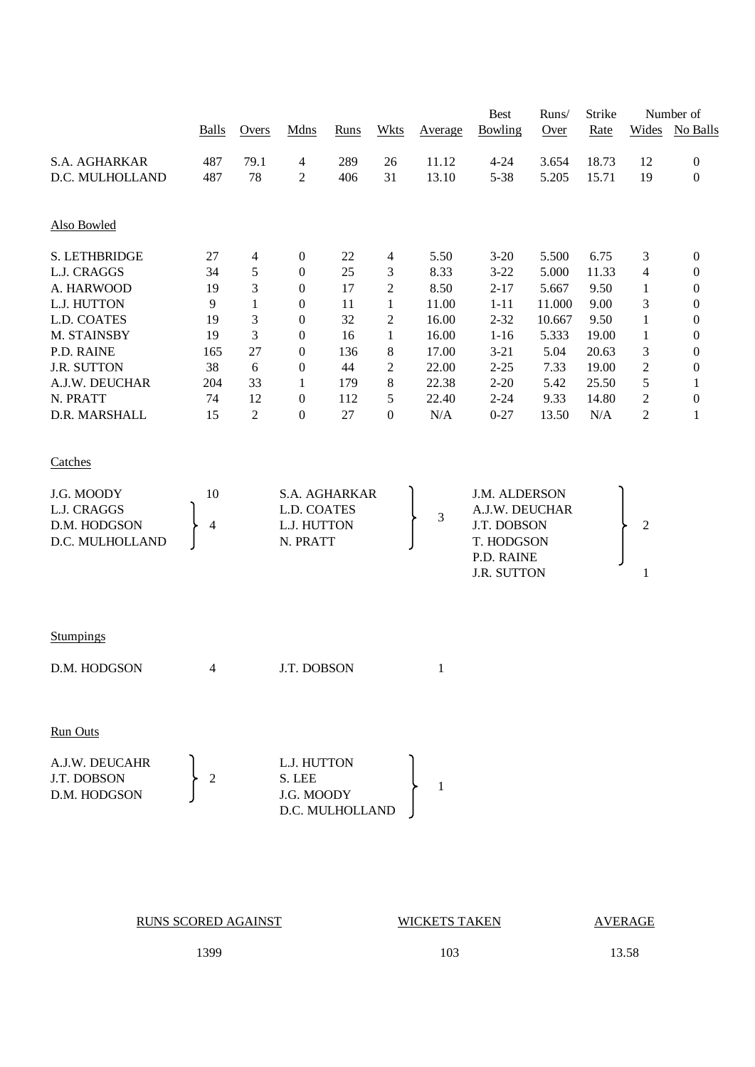| | Balls | Overs | Mdns | Runs | Wkts | Average | Best Bowling | Runs/ Over | Strike Rate | Number of Wides | No Balls |
|---|---|---|---|---|---|---|---|---|---|---|---|
| S.A. AGHARKAR | 487 | 79.1 | 4 | 289 | 26 | 11.12 | 4-24 | 3.654 | 18.73 | 12 | 0 |
| D.C. MULHOLLAND | 487 | 78 | 2 | 406 | 31 | 13.10 | 5-38 | 5.205 | 15.71 | 19 | 0 |

Also Bowled

| | Balls | Overs | Mdns | Runs | Wkts | Average | Best Bowling | Runs/ Over | Strike Rate | Wides | No Balls |
|---|---|---|---|---|---|---|---|---|---|---|---|
| S. LETHBRIDGE | 27 | 4 | 0 | 22 | 4 | 5.50 | 3-20 | 5.500 | 6.75 | 3 | 0 |
| L.J. CRAGGS | 34 | 5 | 0 | 25 | 3 | 8.33 | 3-22 | 5.000 | 11.33 | 4 | 0 |
| A. HARWOOD | 19 | 3 | 0 | 17 | 2 | 8.50 | 2-17 | 5.667 | 9.50 | 1 | 0 |
| L.J. HUTTON | 9 | 1 | 0 | 11 | 1 | 11.00 | 1-11 | 11.000 | 9.00 | 3 | 0 |
| L.D. COATES | 19 | 3 | 0 | 32 | 2 | 16.00 | 2-32 | 10.667 | 9.50 | 1 | 0 |
| M. STAINSBY | 19 | 3 | 0 | 16 | 1 | 16.00 | 1-16 | 5.333 | 19.00 | 1 | 0 |
| P.D. RAINE | 165 | 27 | 0 | 136 | 8 | 17.00 | 3-21 | 5.04 | 20.63 | 3 | 0 |
| J.R. SUTTON | 38 | 6 | 0 | 44 | 2 | 22.00 | 2-25 | 7.33 | 19.00 | 2 | 0 |
| A.J.W. DEUCHAR | 204 | 33 | 1 | 179 | 8 | 22.38 | 2-20 | 5.42 | 25.50 | 5 | 1 |
| N. PRATT | 74 | 12 | 0 | 112 | 5 | 22.40 | 2-24 | 9.33 | 14.80 | 2 | 0 |
| D.R. MARSHALL | 15 | 2 | 0 | 27 | 0 | N/A | 0-27 | 13.50 | N/A | 2 | 1 |

Catches

| Player(s) | Catches |
|---|---|
| J.G. MOODY | 10 |
| L.J. CRAGGS, D.M. HODGSON, D.C. MULHOLLAND | 4 |
| S.A. AGHARKAR, L.D. COATES, L.J. HUTTON, N. PRATT | 3 |
| J.M. ALDERSON, A.J.W. DEUCHAR, J.T. DOBSON, T. HODGSON, P.D. RAINE | 2 |
| J.R. SUTTON | 1 |

Stumpings

| Player | Stumpings |
|---|---|
| D.M. HODGSON | 4 |
| J.T. DOBSON | 1 |

Run Outs

| Player(s) | Run Outs |
|---|---|
| A.J.W. DEUCAHR, J.T. DOBSON, D.M. HODGSON | 2 |
| L.J. HUTTON, S. LEE, J.G. MOODY, D.C. MULHOLLAND | 1 |

| RUNS SCORED AGAINST | WICKETS TAKEN | AVERAGE |
|---|---|---|
| 1399 | 103 | 13.58 |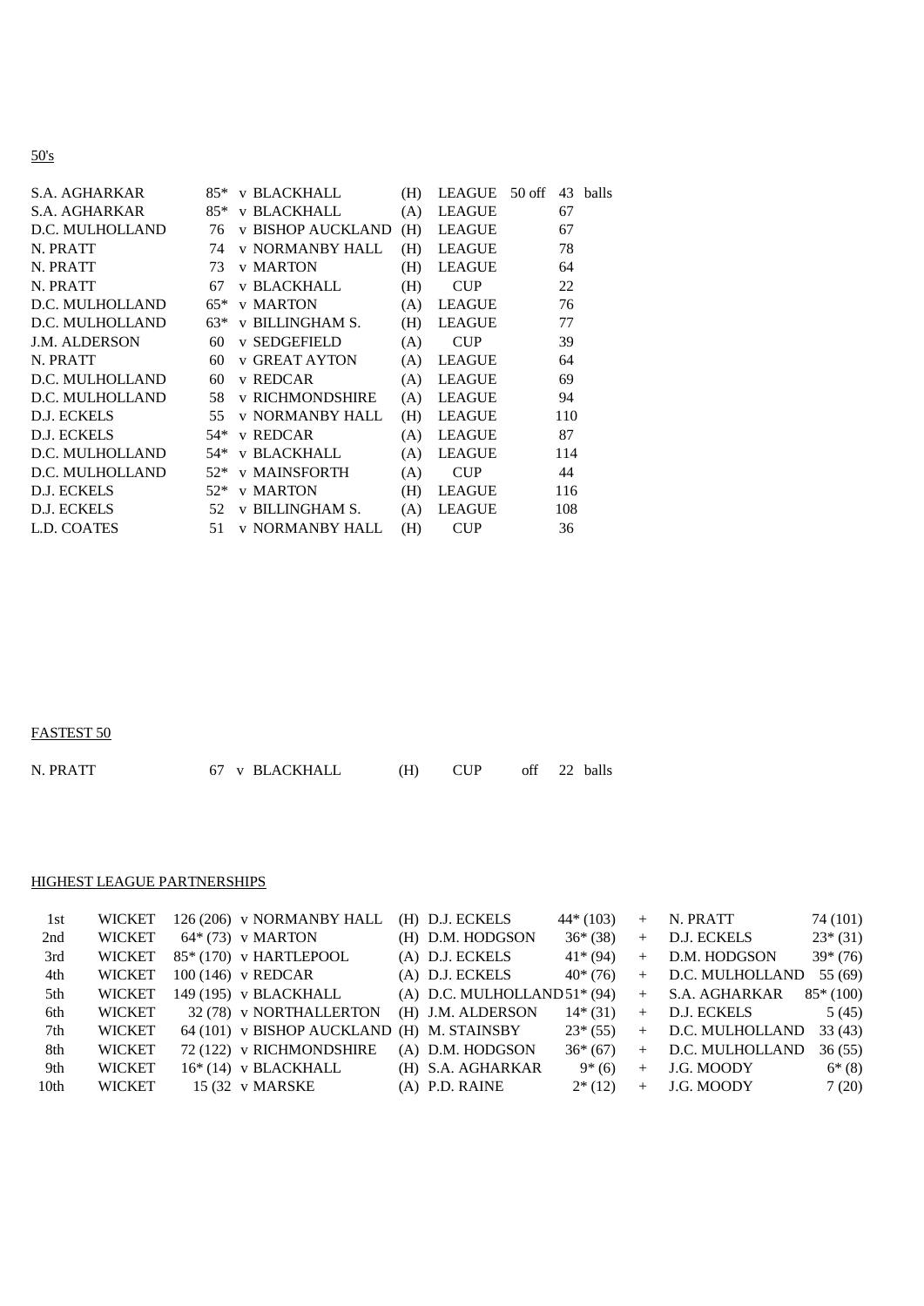## 50's

| Player | Score | Opponent | Venue | Competition | | Balls |
|---|---|---|---|---|---|---|
| S.A. AGHARKAR | 85* | v BLACKHALL | (H) | LEAGUE | 50 off | 43 balls |
| S.A. AGHARKAR | 85* | v BLACKHALL | (A) | LEAGUE | | 67 |
| D.C. MULHOLLAND | 76 | v BISHOP AUCKLAND | (H) | LEAGUE | | 67 |
| N. PRATT | 74 | v NORMANBY HALL | (H) | LEAGUE | | 78 |
| N. PRATT | 73 | v MARTON | (H) | LEAGUE | | 64 |
| N. PRATT | 67 | v BLACKHALL | (H) | CUP | | 22 |
| D.C. MULHOLLAND | 65* | v MARTON | (A) | LEAGUE | | 76 |
| D.C. MULHOLLAND | 63* | v BILLINGHAM S. | (H) | LEAGUE | | 77 |
| J.M. ALDERSON | 60 | v SEDGEFIELD | (A) | CUP | | 39 |
| N. PRATT | 60 | v GREAT AYTON | (A) | LEAGUE | | 64 |
| D.C. MULHOLLAND | 60 | v REDCAR | (A) | LEAGUE | | 69 |
| D.C. MULHOLLAND | 58 | v RICHMONDSHIRE | (A) | LEAGUE | | 94 |
| D.J. ECKELS | 55 | v NORMANBY HALL | (H) | LEAGUE | | 110 |
| D.J. ECKELS | 54* | v REDCAR | (A) | LEAGUE | | 87 |
| D.C. MULHOLLAND | 54* | v BLACKHALL | (A) | LEAGUE | | 114 |
| D.C. MULHOLLAND | 52* | v MAINSFORTH | (A) | CUP | | 44 |
| D.J. ECKELS | 52* | v MARTON | (H) | LEAGUE | | 116 |
| D.J. ECKELS | 52 | v BILLINGHAM S. | (A) | LEAGUE | | 108 |
| L.D. COATES | 51 | v NORMANBY HALL | (H) | CUP | | 36 |

## FASTEST 50

| Player | Score | Opponent | Venue | Competition | | Balls |
|---|---|---|---|---|---|---|
| N. PRATT | 67 | v BLACKHALL | (H) | CUP | off | 22 balls |

## HIGHEST LEAGUE PARTNERSHIPS

| Wicket | | Runs (Balls) | Opponent | Venue | Batsman | Score | | Batsman | Score |
|---|---|---|---|---|---|---|---|---|---|
| 1st | WICKET | 126 (206) | v NORMANBY HALL | (H) | D.J. ECKELS | 44* (103) | + | N. PRATT | 74 (101) |
| 2nd | WICKET | 64* (73) | v MARTON | (H) | D.M. HODGSON | 36* (38) | + | D.J. ECKELS | 23* (31) |
| 3rd | WICKET | 85* (170) | v HARTLEPOOL | (A) | D.J. ECKELS | 41* (94) | + | D.M. HODGSON | 39* (76) |
| 4th | WICKET | 100 (146) | v REDCAR | (A) | D.J. ECKELS | 40* (76) | + | D.C. MULHOLLAND | 55 (69) |
| 5th | WICKET | 149 (195) | v BLACKHALL | (A) | D.C. MULHOLLAND | 51* (94) | + | S.A. AGHARKAR | 85* (100) |
| 6th | WICKET | 32 (78) | v NORTHALLERTON | (H) | J.M. ALDERSON | 14* (31) | + | D.J. ECKELS | 5 (45) |
| 7th | WICKET | 64 (101) | v BISHOP AUCKLAND | (H) | M. STAINSBY | 23* (55) | + | D.C. MULHOLLAND | 33 (43) |
| 8th | WICKET | 72 (122) | v RICHMONDSHIRE | (A) | D.M. HODGSON | 36* (67) | + | D.C. MULHOLLAND | 36 (55) |
| 9th | WICKET | 16* (14) | v BLACKHALL | (H) | S.A. AGHARKAR | 9* (6) | + | J.G. MOODY | 6* (8) |
| 10th | WICKET | 15 (32 | v MARSKE | (A) | P.D. RAINE | 2* (12) | + | J.G. MOODY | 7 (20) |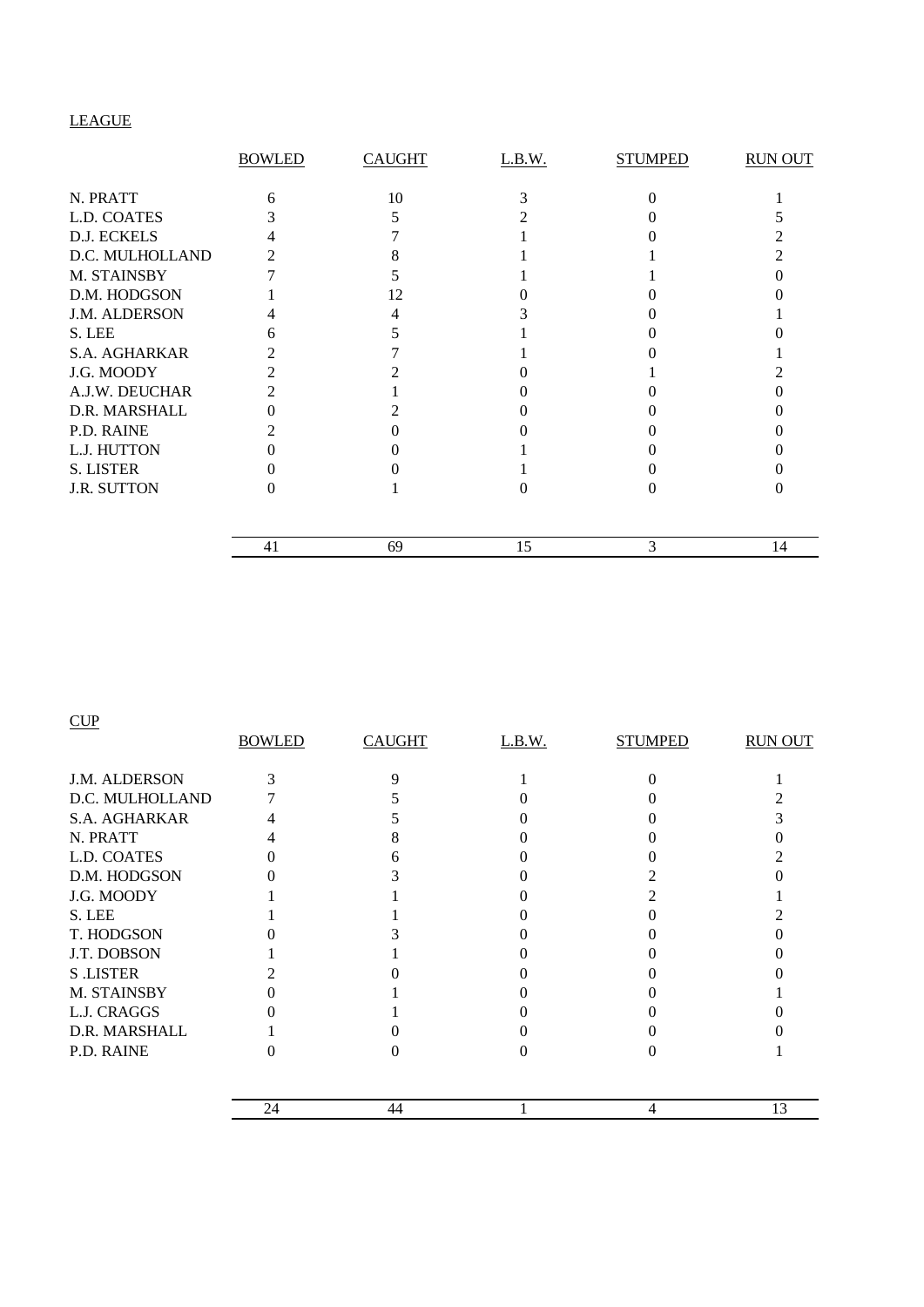## LEAGUE

| | BOWLED | CAUGHT | L.B.W. | STUMPED | RUN OUT |
|---|---|---|---|---|---|
| N. PRATT | 6 | 10 | 3 | 0 | 1 |
| L.D. COATES | 3 | 5 | 2 | 0 | 5 |
| D.J. ECKELS | 4 | 7 | 1 | 0 | 2 |
| D.C. MULHOLLAND | 2 | 8 | 1 | 1 | 2 |
| M. STAINSBY | 7 | 5 | 1 | 1 | 0 |
| D.M. HODGSON | 1 | 12 | 0 | 0 | 0 |
| J.M. ALDERSON | 4 | 4 | 3 | 0 | 1 |
| S. LEE | 6 | 5 | 1 | 0 | 0 |
| S.A. AGHARKAR | 2 | 7 | 1 | 0 | 1 |
| J.G. MOODY | 2 | 2 | 0 | 1 | 2 |
| A.J.W. DEUCHAR | 2 | 1 | 0 | 0 | 0 |
| D.R. MARSHALL | 0 | 2 | 0 | 0 | 0 |
| P.D. RAINE | 2 | 0 | 0 | 0 | 0 |
| L.J. HUTTON | 0 | 0 | 1 | 0 | 0 |
| S. LISTER | 0 | 0 | 1 | 0 | 0 |
| J.R. SUTTON | 0 | 1 | 0 | 0 | 0 |
| | 41 | 69 | 15 | 3 | 14 |

## CUP

| | BOWLED | CAUGHT | L.B.W. | STUMPED | RUN OUT |
|---|---|---|---|---|---|
| J.M. ALDERSON | 3 | 9 | 1 | 0 | 1 |
| D.C. MULHOLLAND | 7 | 5 | 0 | 0 | 2 |
| S.A. AGHARKAR | 4 | 5 | 0 | 0 | 3 |
| N. PRATT | 4 | 8 | 0 | 0 | 0 |
| L.D. COATES | 0 | 6 | 0 | 0 | 2 |
| D.M. HODGSON | 0 | 3 | 0 | 2 | 0 |
| J.G. MOODY | 1 | 1 | 0 | 2 | 1 |
| S. LEE | 1 | 1 | 0 | 0 | 2 |
| T. HODGSON | 0 | 3 | 0 | 0 | 0 |
| J.T. DOBSON | 1 | 1 | 0 | 0 | 0 |
| S .LISTER | 2 | 0 | 0 | 0 | 0 |
| M. STAINSBY | 0 | 1 | 0 | 0 | 1 |
| L.J. CRAGGS | 0 | 1 | 0 | 0 | 0 |
| D.R. MARSHALL | 1 | 0 | 0 | 0 | 0 |
| P.D. RAINE | 0 | 0 | 0 | 0 | 1 |
| | 24 | 44 | 1 | 4 | 13 |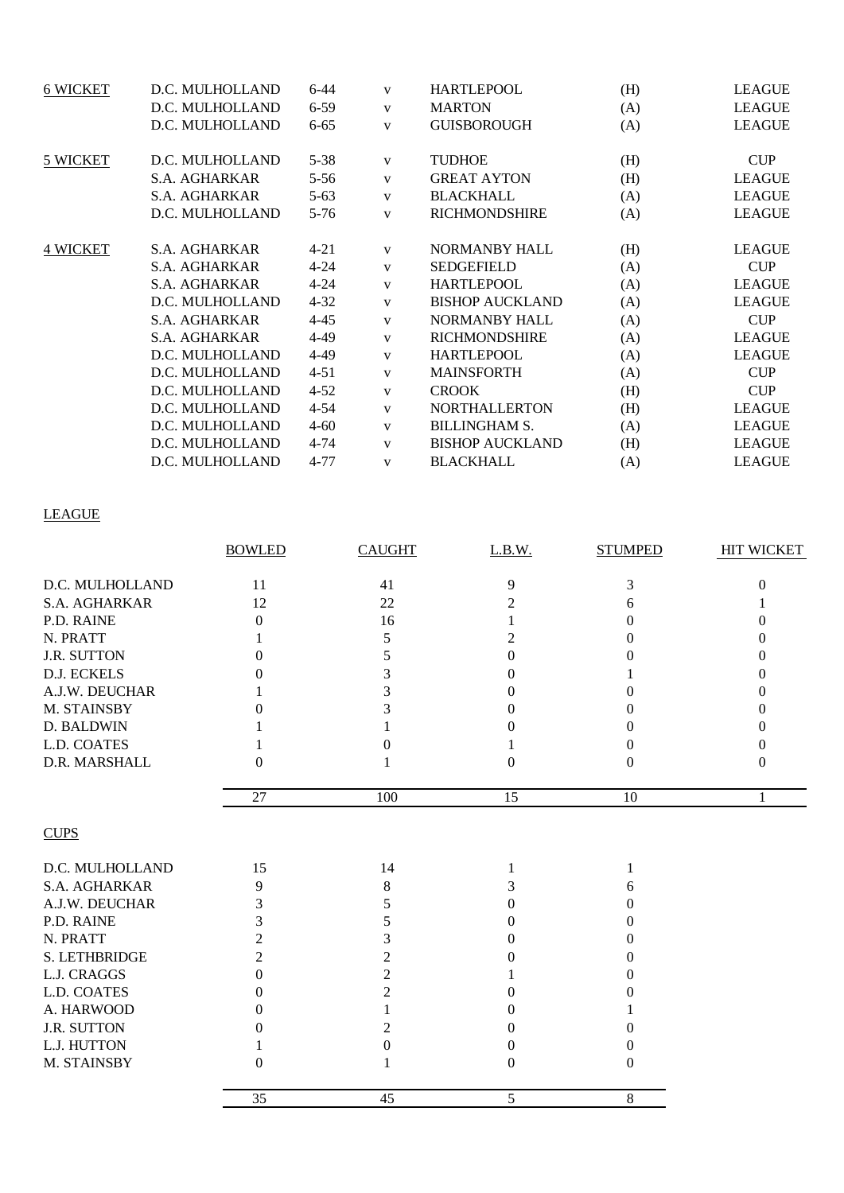| | | | | | | |
|---|---|---|---|---|---|---|
| 6 WICKET | D.C. MULHOLLAND | 6-44 | v | HARTLEPOOL | (H) | LEAGUE |
| | D.C. MULHOLLAND | 6-59 | v | MARTON | (A) | LEAGUE |
| | D.C. MULHOLLAND | 6-65 | v | GUISBOROUGH | (A) | LEAGUE |
| 5 WICKET | D.C. MULHOLLAND | 5-38 | v | TUDHOE | (H) | CUP |
| | S.A. AGHARKAR | 5-56 | v | GREAT AYTON | (H) | LEAGUE |
| | S.A. AGHARKAR | 5-63 | v | BLACKHALL | (A) | LEAGUE |
| | D.C. MULHOLLAND | 5-76 | v | RICHMONDSHIRE | (A) | LEAGUE |
| 4 WICKET | S.A. AGHARKAR | 4-21 | v | NORMANBY HALL | (H) | LEAGUE |
| | S.A. AGHARKAR | 4-24 | v | SEDGEFIELD | (A) | CUP |
| | S.A. AGHARKAR | 4-24 | v | HARTLEPOOL | (A) | LEAGUE |
| | D.C. MULHOLLAND | 4-32 | v | BISHOP AUCKLAND | (A) | LEAGUE |
| | S.A. AGHARKAR | 4-45 | v | NORMANBY HALL | (A) | CUP |
| | S.A. AGHARKAR | 4-49 | v | RICHMONDSHIRE | (A) | LEAGUE |
| | D.C. MULHOLLAND | 4-49 | v | HARTLEPOOL | (A) | LEAGUE |
| | D.C. MULHOLLAND | 4-51 | v | MAINSFORTH | (A) | CUP |
| | D.C. MULHOLLAND | 4-52 | v | CROOK | (H) | CUP |
| | D.C. MULHOLLAND | 4-54 | v | NORTHALLERTON | (H) | LEAGUE |
| | D.C. MULHOLLAND | 4-60 | v | BILLINGHAM S. | (A) | LEAGUE |
| | D.C. MULHOLLAND | 4-74 | v | BISHOP AUCKLAND | (H) | LEAGUE |
| | D.C. MULHOLLAND | 4-77 | v | BLACKHALL | (A) | LEAGUE |

LEAGUE

| | BOWLED | CAUGHT | L.B.W. | STUMPED | HIT WICKET |
|---|---|---|---|---|---|
| D.C. MULHOLLAND | 11 | 41 | 9 | 3 | 0 |
| S.A. AGHARKAR | 12 | 22 | 2 | 6 | 1 |
| P.D. RAINE | 0 | 16 | 1 | 0 | 0 |
| N. PRATT | 1 | 5 | 2 | 0 | 0 |
| J.R. SUTTON | 0 | 5 | 0 | 0 | 0 |
| D.J. ECKELS | 0 | 3 | 0 | 1 | 0 |
| A.J.W. DEUCHAR | 1 | 3 | 0 | 0 | 0 |
| M. STAINSBY | 0 | 3 | 0 | 0 | 0 |
| D. BALDWIN | 1 | 1 | 0 | 0 | 0 |
| L.D. COATES | 1 | 0 | 1 | 0 | 0 |
| D.R. MARSHALL | 0 | 1 | 0 | 0 | 0 |
| | 27 | 100 | 15 | 10 | 1 |

CUPS

| | BOWLED | CAUGHT | L.B.W. | STUMPED |
|---|---|---|---|---|
| D.C. MULHOLLAND | 15 | 14 | 1 | 1 |
| S.A. AGHARKAR | 9 | 8 | 3 | 6 |
| A.J.W. DEUCHAR | 3 | 5 | 0 | 0 |
| P.D. RAINE | 3 | 5 | 0 | 0 |
| N. PRATT | 2 | 3 | 0 | 0 |
| S. LETHBRIDGE | 2 | 2 | 0 | 0 |
| L.J. CRAGGS | 0 | 2 | 1 | 0 |
| L.D. COATES | 0 | 2 | 0 | 0 |
| A. HARWOOD | 0 | 1 | 0 | 1 |
| J.R. SUTTON | 0 | 2 | 0 | 0 |
| L.J. HUTTON | 1 | 0 | 0 | 0 |
| M. STAINSBY | 0 | 1 | 0 | 0 |
| | 35 | 45 | 5 | 8 |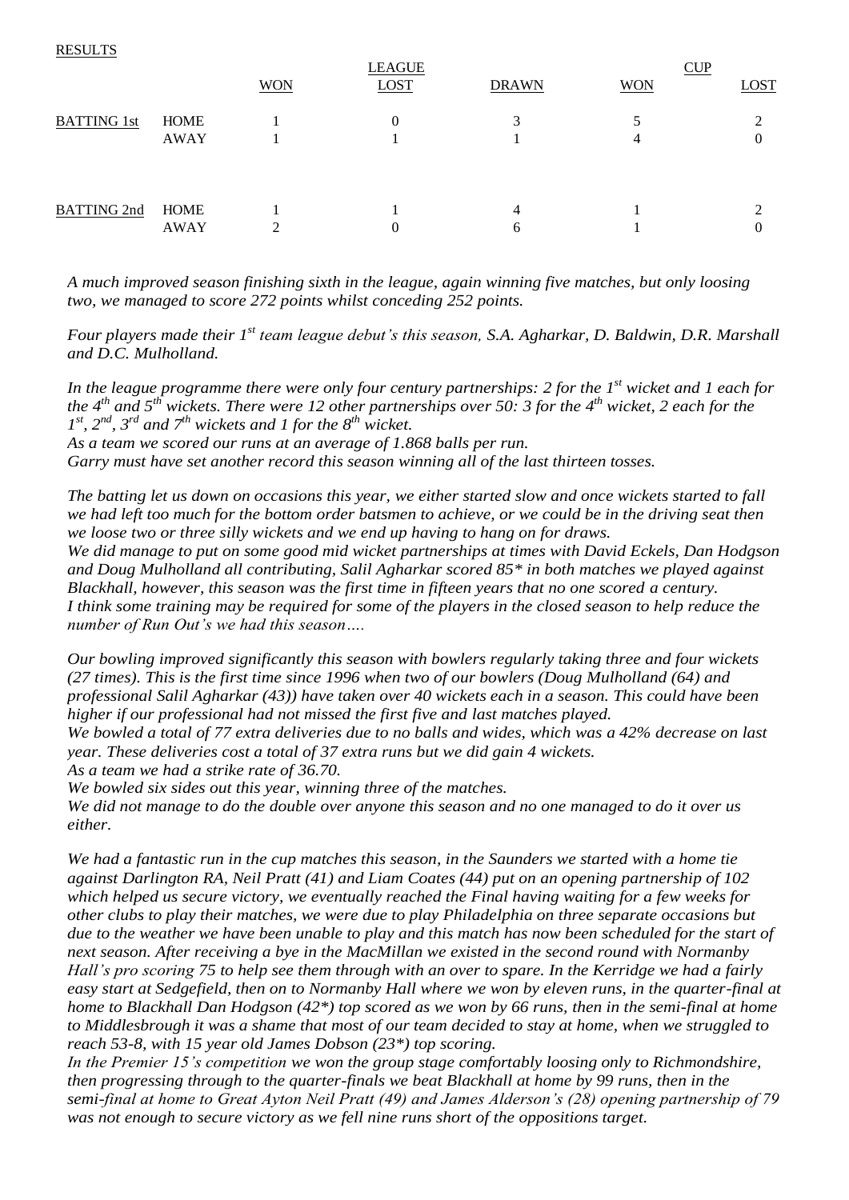RESULTS

| | | LEAGUE | | | CUP | |
|---|---|---|---|---|---|---|
| | | WON | LOST | DRAWN | WON | LOST |
| BATTING 1st | HOME | 1 | 0 | 3 | 5 | 2 |
| | AWAY | 1 | 1 | 1 | 4 | 0 |
| BATTING 2nd | HOME | 1 | 1 | 4 | 1 | 2 |
| | AWAY | 2 | 0 | 6 | 1 | 0 |

*A much improved season finishing sixth in the league, again winning five matches, but only loosing two, we managed to score 272 points whilst conceding 252 points.*

*Four players made their 1st team league debut's this season, S.A. Agharkar, D. Baldwin, D.R. Marshall and D.C. Mulholland.*

*In the league programme there were only four century partnerships: 2 for the 1st wicket and 1 each for the 4th and 5th wickets. There were 12 other partnerships over 50: 3 for the 4th wicket, 2 each for the 1st, 2nd, 3rd and 7th wickets and 1 for the 8th wicket.*
*As a team we scored our runs at an average of 1.868 balls per run.*
*Garry must have set another record this season winning all of the last thirteen tosses.*

*The batting let us down on occasions this year, we either started slow and once wickets started to fall we had left too much for the bottom order batsmen to achieve, or we could be in the driving seat then we loose two or three silly wickets and we end up having to hang on for draws.*
*We did manage to put on some good mid wicket partnerships at times with David Eckels, Dan Hodgson and Doug Mulholland all contributing, Salil Agharkar scored 85* in both matches we played against Blackhall, however, this season was the first time in fifteen years that no one scored a century.*
*I think some training may be required for some of the players in the closed season to help reduce the number of Run Out's we had this season….*

*Our bowling improved significantly this season with bowlers regularly taking three and four wickets (27 times). This is the first time since 1996 when two of our bowlers (Doug Mulholland (64) and professional Salil Agharkar (43)) have taken over 40 wickets each in a season. This could have been higher if our professional had not missed the first five and last matches played.*
*We bowled a total of 77 extra deliveries due to no balls and wides, which was a 42% decrease on last year. These deliveries cost a total of 37 extra runs but we did gain 4 wickets.*
*As a team we had a strike rate of 36.70.*
*We bowled six sides out this year, winning three of the matches.*
*We did not manage to do the double over anyone this season and no one managed to do it over us either.*

*We had a fantastic run in the cup matches this season, in the Saunders we started with a home tie against Darlington RA, Neil Pratt (41) and Liam Coates (44) put on an opening partnership of 102 which helped us secure victory, we eventually reached the Final having waiting for a few weeks for other clubs to play their matches, we were due to play Philadelphia on three separate occasions but due to the weather we have been unable to play and this match has now been scheduled for the start of next season. After receiving a bye in the MacMillan we existed in the second round with Normanby Hall's pro scoring 75 to help see them through with an over to spare. In the Kerridge we had a fairly easy start at Sedgefield, then on to Normanby Hall where we won by eleven runs, in the quarter-final at home to Blackhall Dan Hodgson (42*) top scored as we won by 66 runs, then in the semi-final at home to Middlesbrough it was a shame that most of our team decided to stay at home, when we struggled to reach 53-8, with 15 year old James Dobson (23*) top scoring.*
*In the Premier 15's competition we won the group stage comfortably loosing only to Richmondshire, then progressing through to the quarter-finals we beat Blackhall at home by 99 runs, then in the semi-final at home to Great Ayton Neil Pratt (49) and James Alderson's (28) opening partnership of 79 was not enough to secure victory as we fell nine runs short of the oppositions target.*